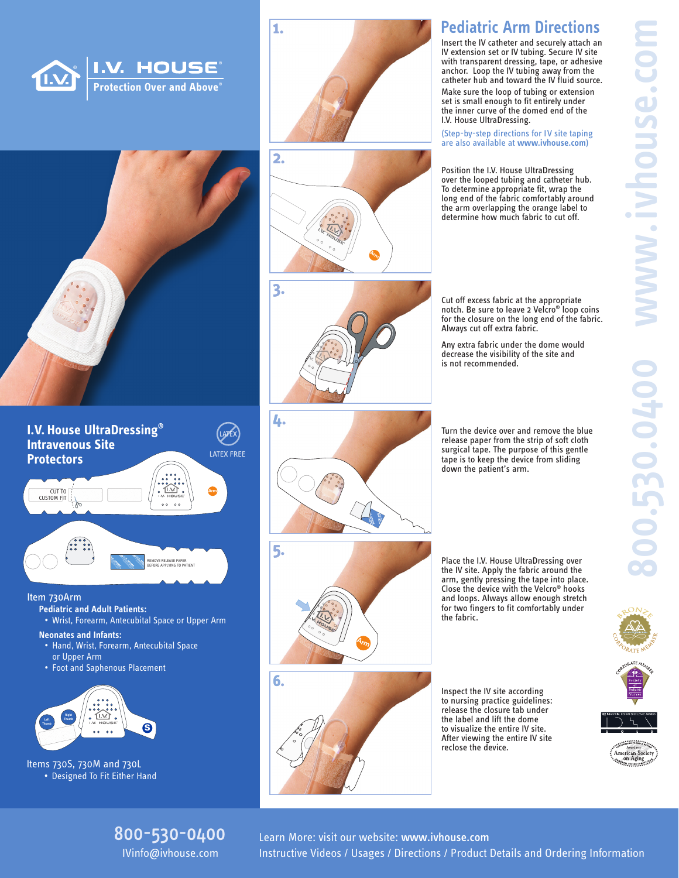**I.V. HOUSE®**
**Protection Over and Above®**

## I.V. House UltraDressing® Intravenous Site Protectors

LATEX FREE

CUT TO CUSTOM FIT

REMOVE RELEASE PAPER BEFORE APPLYING TO PATIENT

Item 730Arm

**Pediatric and Adult Patients:**

- Wrist, Forearm, Antecubital Space or Upper Arm

**Neonates and Infants:**

- Hand, Wrist, Forearm, Antecubital Space or Upper Arm
- Foot and Saphenous Placement

Items 730S, 730M and 730L

- Designed To Fit Either Hand

## Pediatric Arm Directions

**1.** Insert the IV catheter and securely attach an IV extension set or IV tubing. Secure IV site with transparent dressing, tape, or adhesive anchor. Loop the IV tubing away from the catheter hub and toward the IV fluid source.

Make sure the loop of tubing or extension set is small enough to fit entirely under the inner curve of the domed end of the I.V. House UltraDressing.

(Step-by-step directions for IV site taping are also available at **www.ivhouse.com**)

**2.** Position the I.V. House UltraDressing over the looped tubing and catheter hub. To determine appropriate fit, wrap the long end of the fabric comfortably around the arm overlapping the orange label to determine how much fabric to cut off.

**3.** Cut off excess fabric at the appropriate notch. Be sure to leave 2 Velcro® loop coins for the closure on the long end of the fabric. Always cut off extra fabric.

Any extra fabric under the dome would decrease the visibility of the site and is not recommended.

**4.** Turn the device over and remove the blue release paper from the strip of soft cloth surgical tape. The purpose of this gentle tape is to keep the device from sliding down the patient's arm.

**5.** Place the I.V. House UltraDressing over the IV site. Apply the fabric around the arm, gently pressing the tape into place. Close the device with the Velcro® hooks and loops. Always allow enough stretch for two fingers to fit comfortably under the fabric.

**6.** Inspect the IV site according to nursing practice guidelines: release the closure tab under the label and lift the dome to visualize the entire IV site. After viewing the entire IV site reclose the device.

www.ivhouse.com 800.530.0400

BRONZE AVA CORPORATE MEMBER

CORPORATE MEMBER Society of Pediatric Nurses

GOLD

American Society on Aging

**800-530-0400**
IVinfo@ivhouse.com

Learn More: visit our website: **www.ivhouse.com**
Instructive Videos / Usages / Directions / Product Details and Ordering Information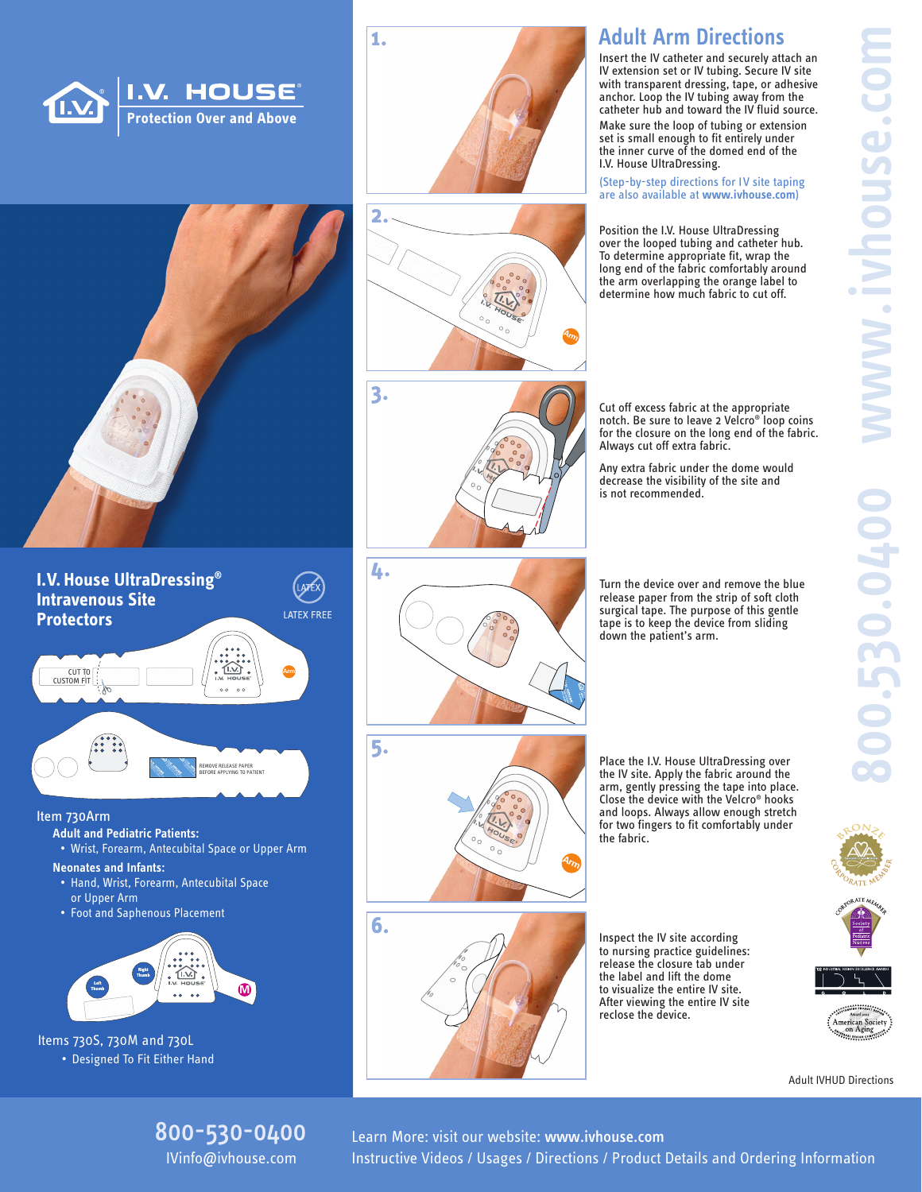I.V. HOUSE®
Protection Over and Above

## I.V. House UltraDressing® Intravenous Site Protectors

LATEX FREE

CUT TO CUSTOM FIT

REMOVE RELEASE PAPER BEFORE APPLYING TO PATIENT

Item 730Arm

**Adult and Pediatric Patients:**

- Wrist, Forearm, Antecubital Space or Upper Arm

**Neonates and Infants:**

- Hand, Wrist, Forearm, Antecubital Space or Upper Arm
- Foot and Saphenous Placement

Items 730S, 730M and 730L

- Designed To Fit Either Hand

## Adult Arm Directions

**1.** Insert the IV catheter and securely attach an IV extension set or IV tubing. Secure IV site with transparent dressing, tape, or adhesive anchor. Loop the IV tubing away from the catheter hub and toward the IV fluid source.

Make sure the loop of tubing or extension set is small enough to fit entirely under the inner curve of the domed end of the I.V. House UltraDressing.

(Step-by-step directions for IV site taping are also available at **www.ivhouse.com**)

**2.** Position the I.V. House UltraDressing over the looped tubing and catheter hub. To determine appropriate fit, wrap the long end of the fabric comfortably around the arm overlapping the orange label to determine how much fabric to cut off.

**3.** Cut off excess fabric at the appropriate notch. Be sure to leave 2 Velcro® loop coins for the closure on the long end of the fabric. Always cut off extra fabric.

Any extra fabric under the dome would decrease the visibility of the site and is not recommended.

**4.** Turn the device over and remove the blue release paper from the strip of soft cloth surgical tape. The purpose of this gentle tape is to keep the device from sliding down the patient's arm.

**5.** Place the I.V. House UltraDressing over the IV site. Apply the fabric around the arm, gently pressing the tape into place. Close the device with the Velcro® hooks and loops. Always allow enough stretch for two fingers to fit comfortably under the fabric.

**6.** Inspect the IV site according to nursing practice guidelines: release the closure tab under the label and lift the dome to visualize the entire IV site. After viewing the entire IV site reclose the device.

www.ivhouse.com 800.530.0400

Adult IVHUD Directions

**800-530-0400**
IVinfo@ivhouse.com

Learn More: visit our website: **www.ivhouse.com**
Instructive Videos / Usages / Directions / Product Details and Ordering Information